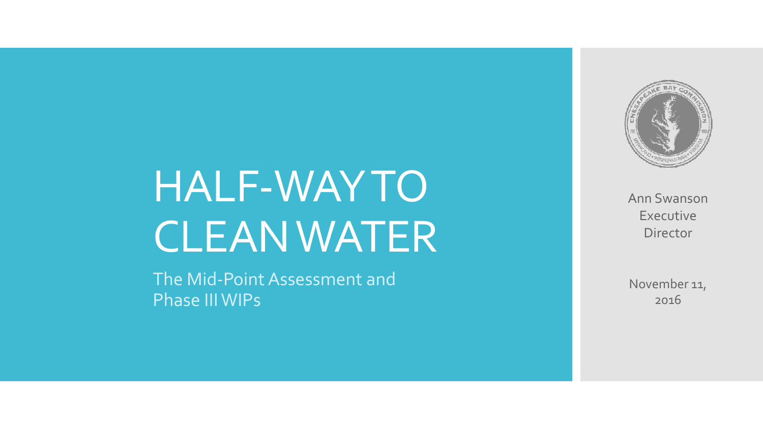# HALF-WAY TO CLEAN WATER

The Mid-Point Assessment and Phase III WIPs

Ann Swanson
Executive Director

November 11, 2016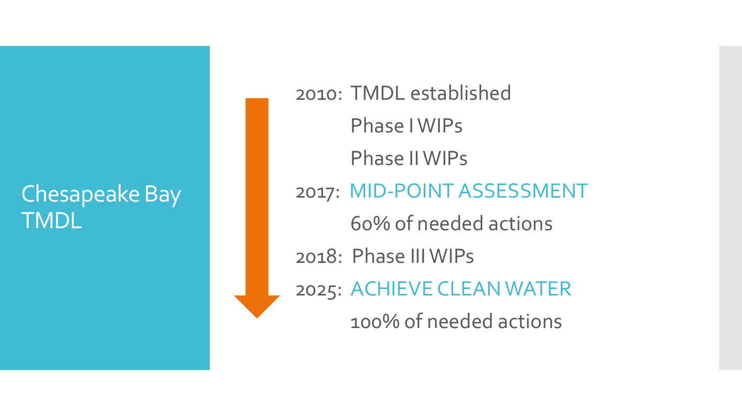# Chesapeake Bay TMDL

2010: TMDL established

Phase I WIPs

Phase II WIPs

2017: MID-POINT ASSESSMENT

60% of needed actions

2018: Phase III WIPs

2025: ACHIEVE CLEAN WATER

100% of needed actions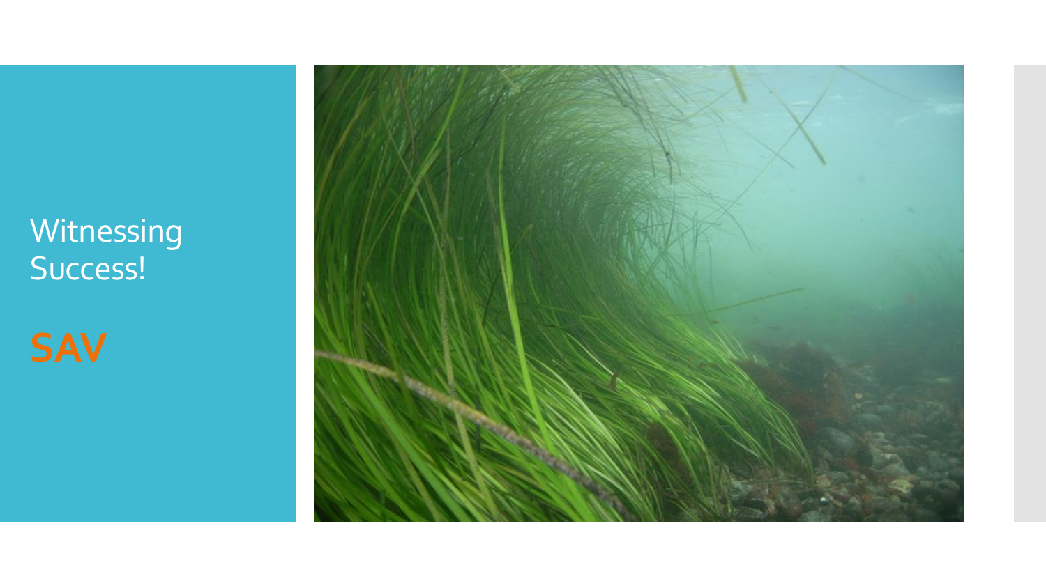# Witnessing Success!

## SAV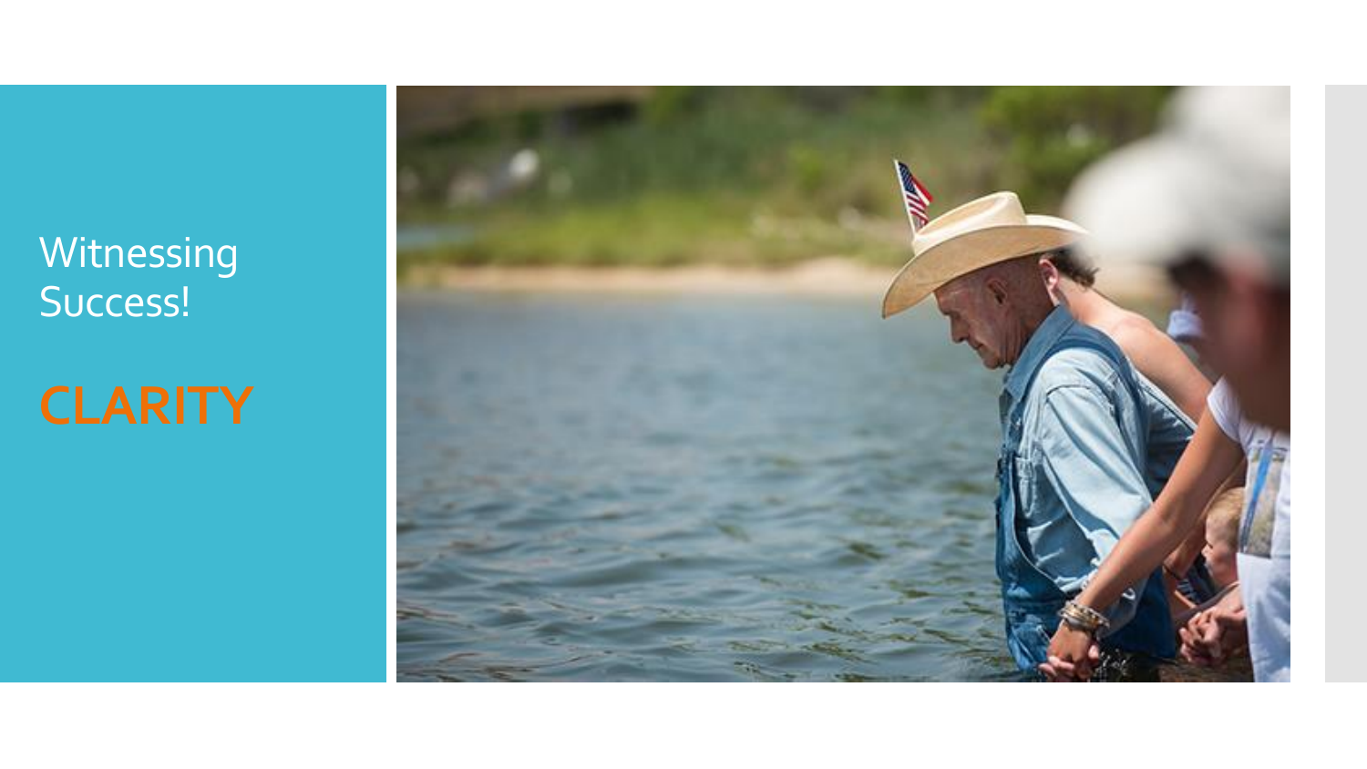# Witnessing Success!

## CLARITY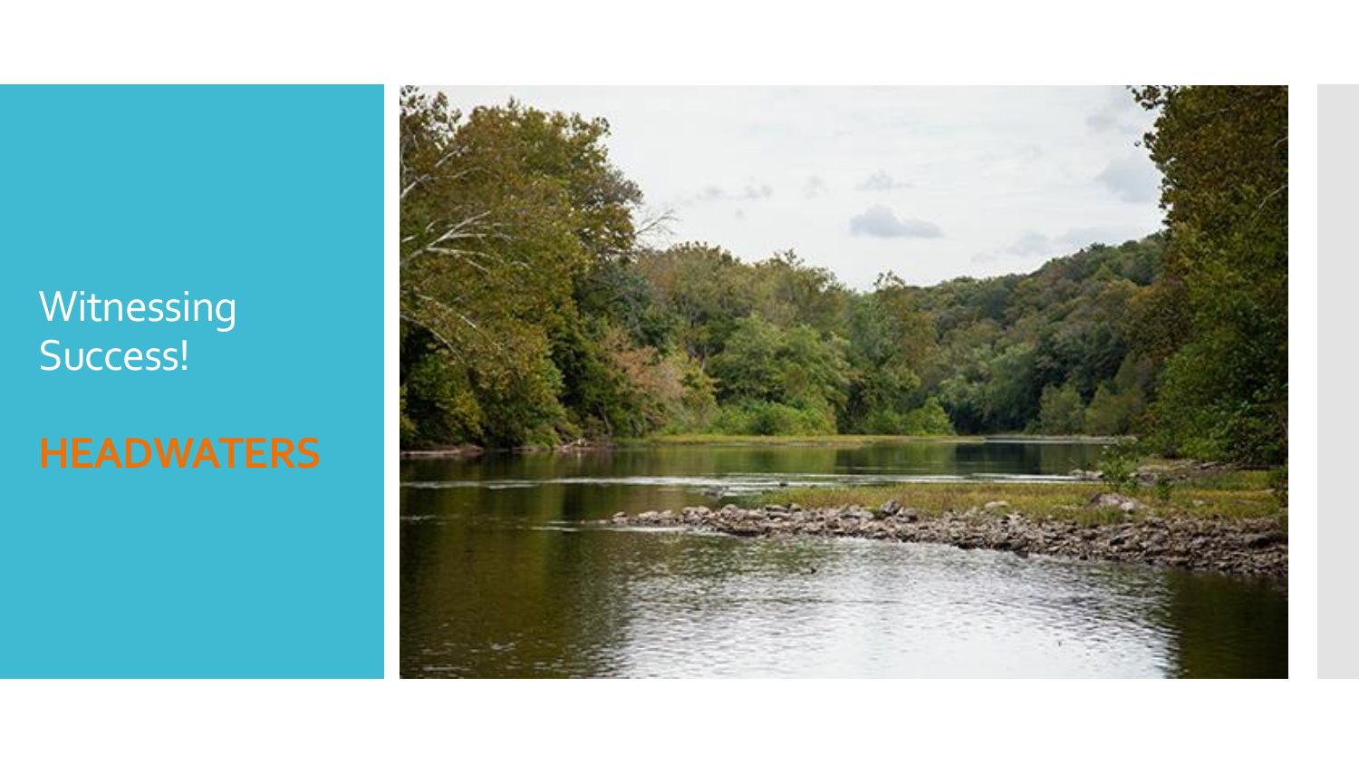Witnessing Success!

**HEADWATERS**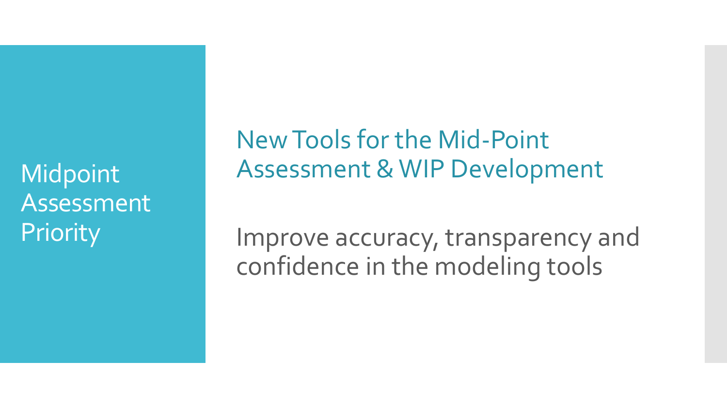# Midpoint Assessment Priority

## New Tools for the Mid-Point Assessment & WIP Development

Improve accuracy, transparency and confidence in the modeling tools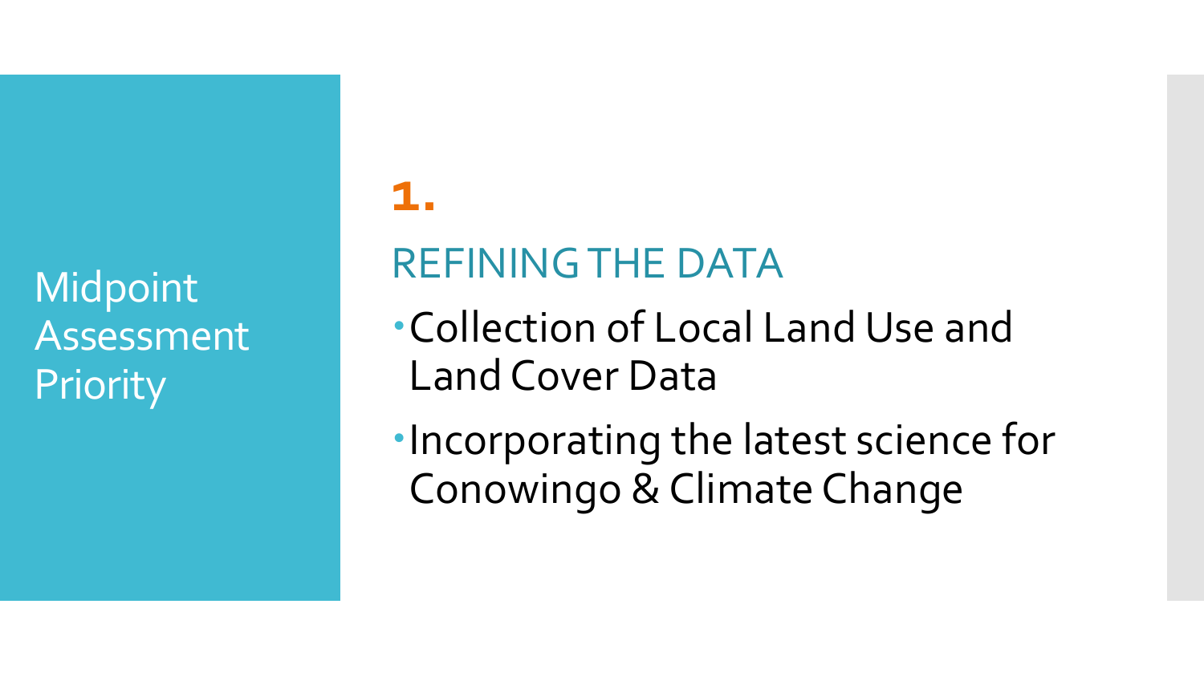# Midpoint Assessment Priority

## 1.

## REFINING THE DATA

- Collection of Local Land Use and Land Cover Data
- Incorporating the latest science for Conowingo & Climate Change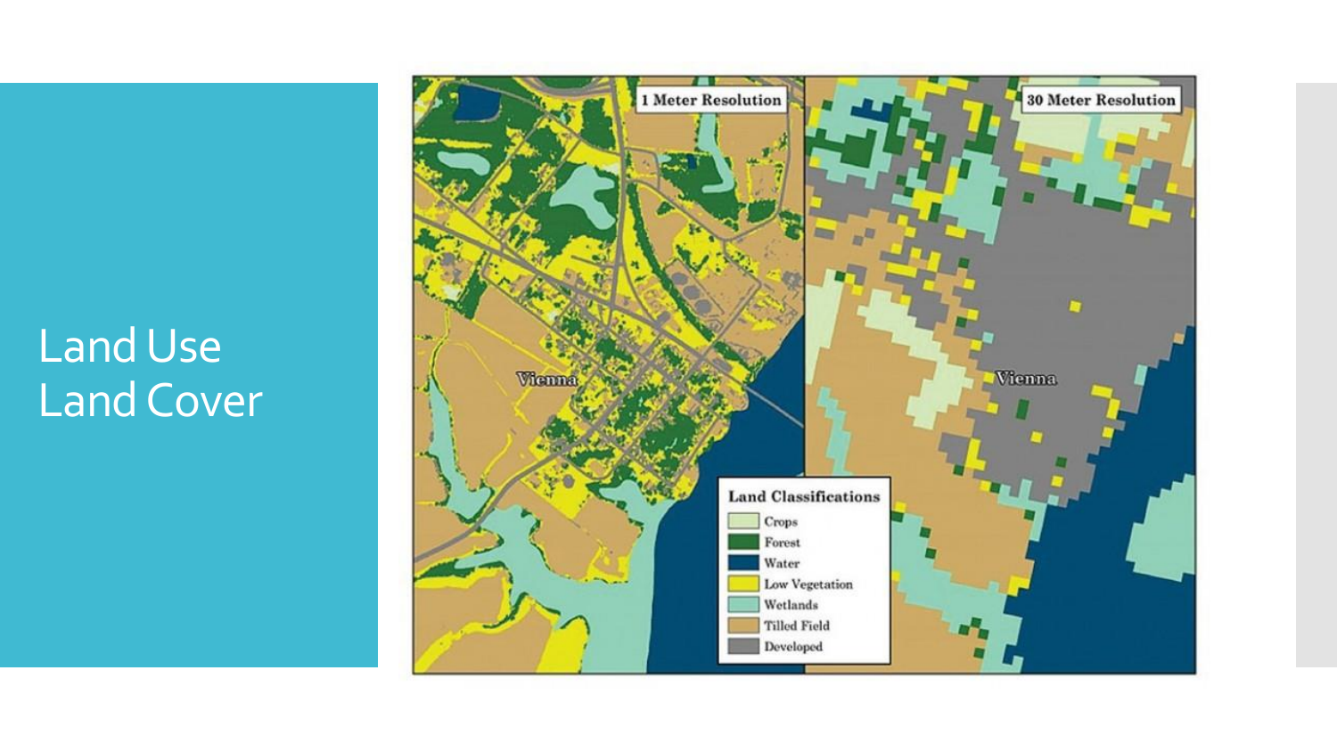# Land Use Land Cover

1 Meter Resolution

30 Meter Resolution

Vienna

Vienna

**Land Classifications**

- Crops
- Forest
- Water
- Low Vegetation
- Wetlands
- Tilled Field
- Developed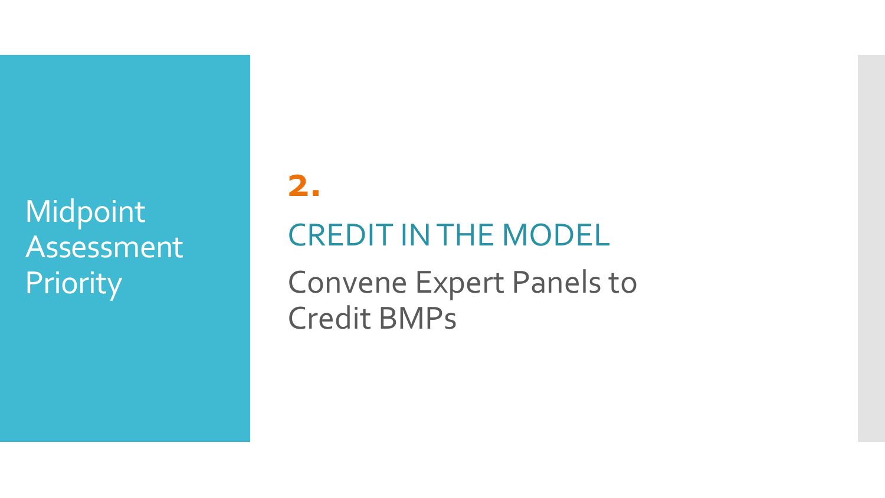Midpoint Assessment Priority

## 2.

## CREDIT IN THE MODEL

Convene Expert Panels to Credit BMPs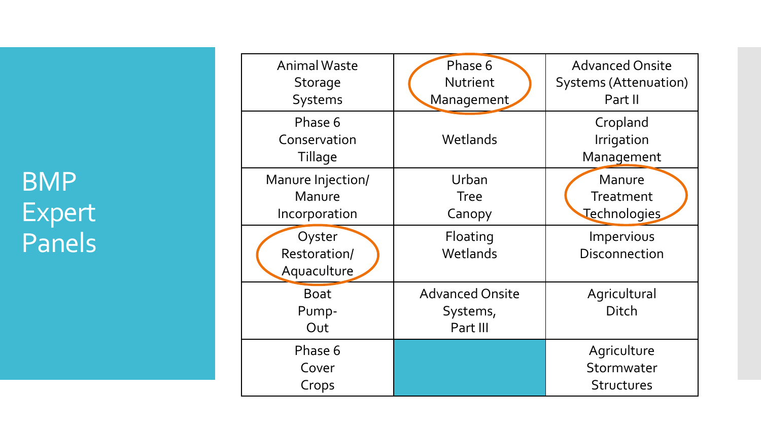# BMP Expert Panels

| | | |
|---|---|---|
| Animal Waste Storage Systems | Phase 6 Nutrient Management | Advanced Onsite Systems (Attenuation) Part II |
| Phase 6 Conservation Tillage | Wetlands | Cropland Irrigation Management |
| Manure Injection/ Manure Incorporation | Urban Tree Canopy | Manure Treatment Technologies |
| Oyster Restoration/ Aquaculture | Floating Wetlands | Impervious Disconnection |
| Boat Pump-Out | Advanced Onsite Systems, Part III | Agricultural Ditch |
| Phase 6 Cover Crops | | Agriculture Stormwater Structures |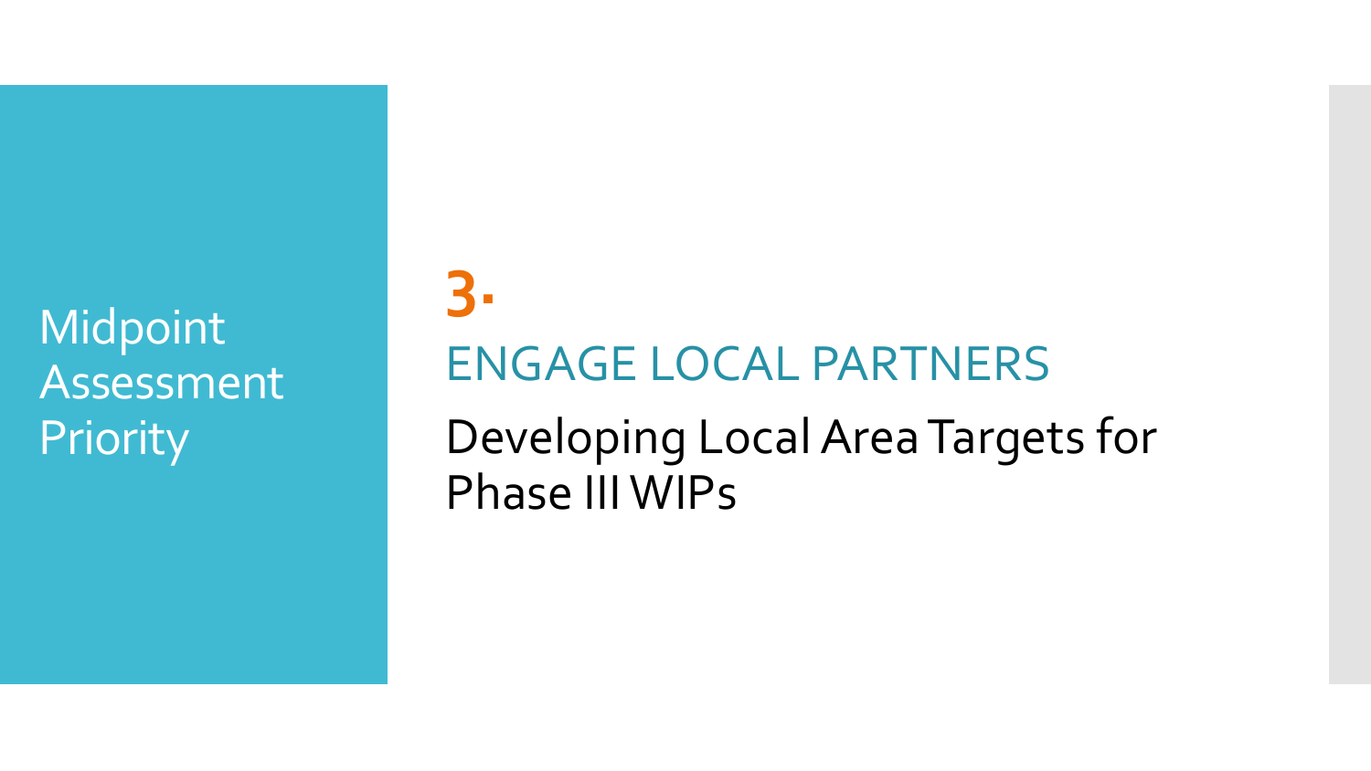Midpoint Assessment Priority

# 3.

## ENGAGE LOCAL PARTNERS

Developing Local Area Targets for Phase III WIPs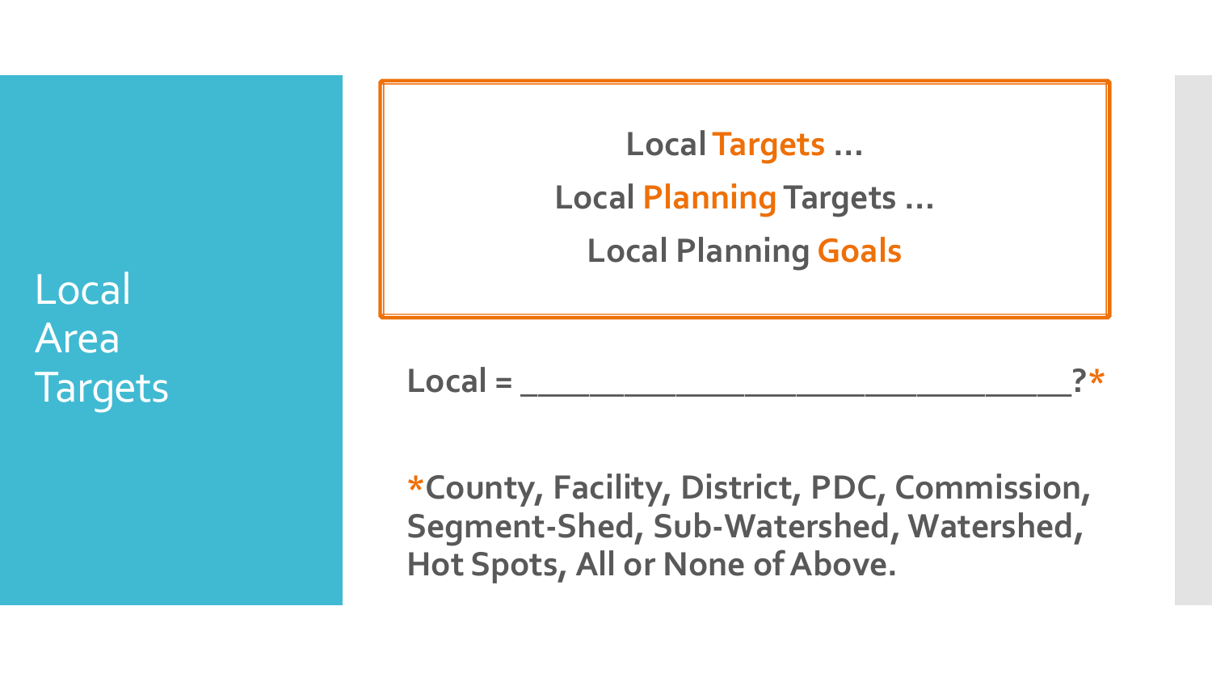# Local Area Targets

**Local Targets …**

**Local Planning Targets …**

**Local Planning Goals**

**Local = _______________________________?***

***County, Facility, District, PDC, Commission, Segment-Shed, Sub-Watershed, Watershed, Hot Spots, All or None of Above.**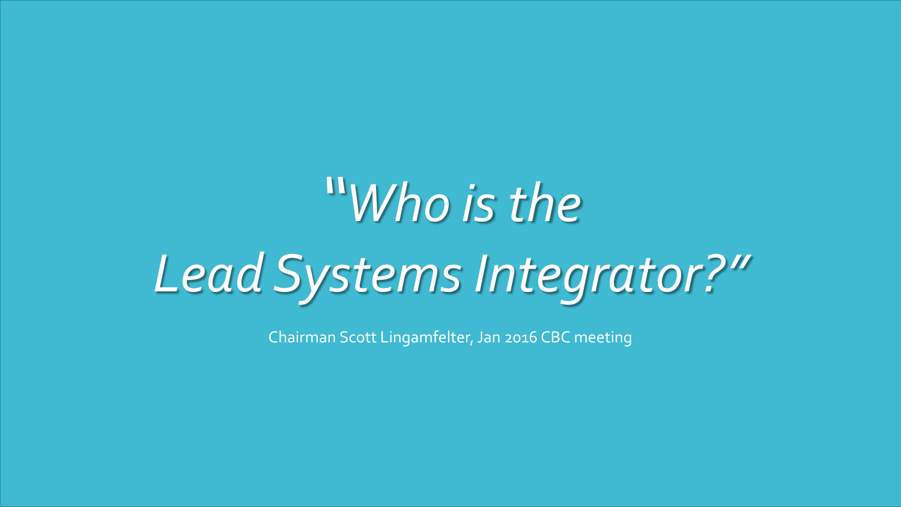*"Who is the Lead Systems Integrator?"*

Chairman Scott Lingamfelter, Jan 2016 CBC meeting